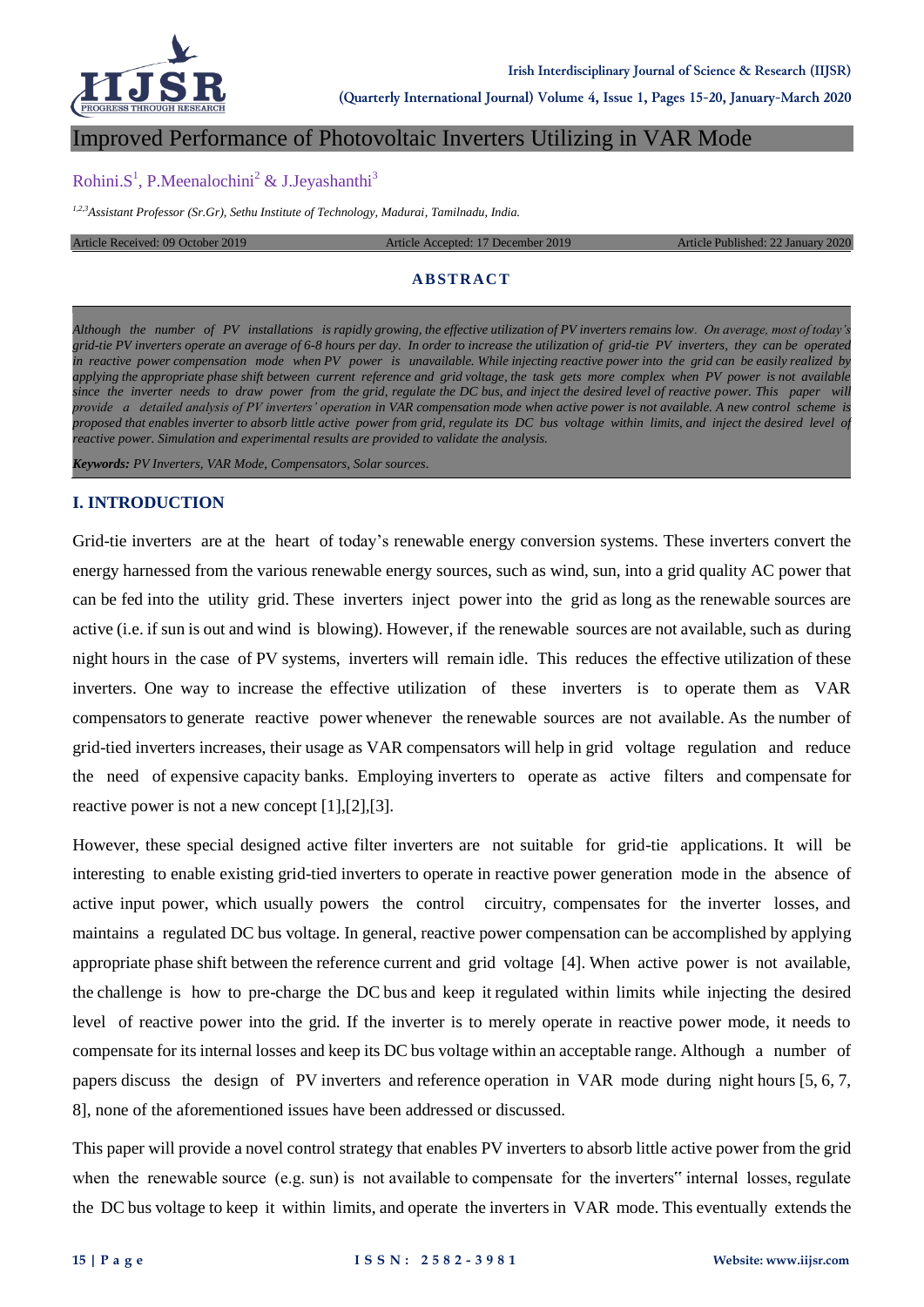# Improved Performance of Photovoltaic Inverters Utilizing in VAR Mode

Rohini.S[1], P.Meenalochini[2] & J.Jeyashanthi[3]

*[1,2,3]Assistant Professor (Sr.Gr), Sethu Institute of Technology, Madurai, Tamilnadu, India.*

Article Received: 09 October 2019 Article Accepted: 17 December 2019 Article Published: 22 January 2020

### ABSTRACT

*Although the number of PV installations is rapidly growing, the effective utilization of PV inverters remains low. On average, most of today's grid-tie PV inverters operate an average of 6-8 hours per day. In order to increase the utilization of grid-tie PV inverters, they can be operated in reactive power compensation mode when PV power is unavailable. While injecting reactive power into the grid can be easily realized by applying the appropriate phase shift between current reference and grid voltage, the task gets more complex when PV power is not available since the inverter needs to draw power from the grid, regulate the DC bus, and inject the desired level of reactive power. This paper will provide a detailed analysis of PV inverters' operation in VAR compensation mode when active power is not available. A new control scheme is proposed that enables inverter to absorb little active power from grid, regulate its DC bus voltage within limits, and inject the desired level of reactive power. Simulation and experimental results are provided to validate the analysis.*

***Keywords:*** *PV Inverters, VAR Mode, Compensators, Solar sources.*

## I. INTRODUCTION

Grid-tie inverters are at the heart of today's renewable energy conversion systems. These inverters convert the energy harnessed from the various renewable energy sources, such as wind, sun, into a grid quality AC power that can be fed into the utility grid. These inverters inject power into the grid as long as the renewable sources are active (i.e. if sun is out and wind is blowing). However, if the renewable sources are not available, such as during night hours in the case of PV systems, inverters will remain idle. This reduces the effective utilization of these inverters. One way to increase the effective utilization of these inverters is to operate them as VAR compensators to generate reactive power whenever the renewable sources are not available. As the number of grid-tied inverters increases, their usage as VAR compensators will help in grid voltage regulation and reduce the need of expensive capacity banks. Employing inverters to operate as active filters and compensate for reactive power is not a new concept [1],[2],[3].

However, these special designed active filter inverters are not suitable for grid-tie applications. It will be interesting to enable existing grid-tied inverters to operate in reactive power generation mode in the absence of active input power, which usually powers the control circuitry, compensates for the inverter losses, and maintains a regulated DC bus voltage. In general, reactive power compensation can be accomplished by applying appropriate phase shift between the reference current and grid voltage [4]. When active power is not available, the challenge is how to pre-charge the DC bus and keep it regulated within limits while injecting the desired level of reactive power into the grid. If the inverter is to merely operate in reactive power mode, it needs to compensate for its internal losses and keep its DC bus voltage within an acceptable range. Although a number of papers discuss the design of PV inverters and reference operation in VAR mode during night hours [5, 6, 7, 8], none of the aforementioned issues have been addressed or discussed.

This paper will provide a novel control strategy that enables PV inverters to absorb little active power from the grid when the renewable source (e.g. sun) is not available to compensate for the inverters" internal losses, regulate the DC bus voltage to keep it within limits, and operate the inverters in VAR mode. This eventually extends the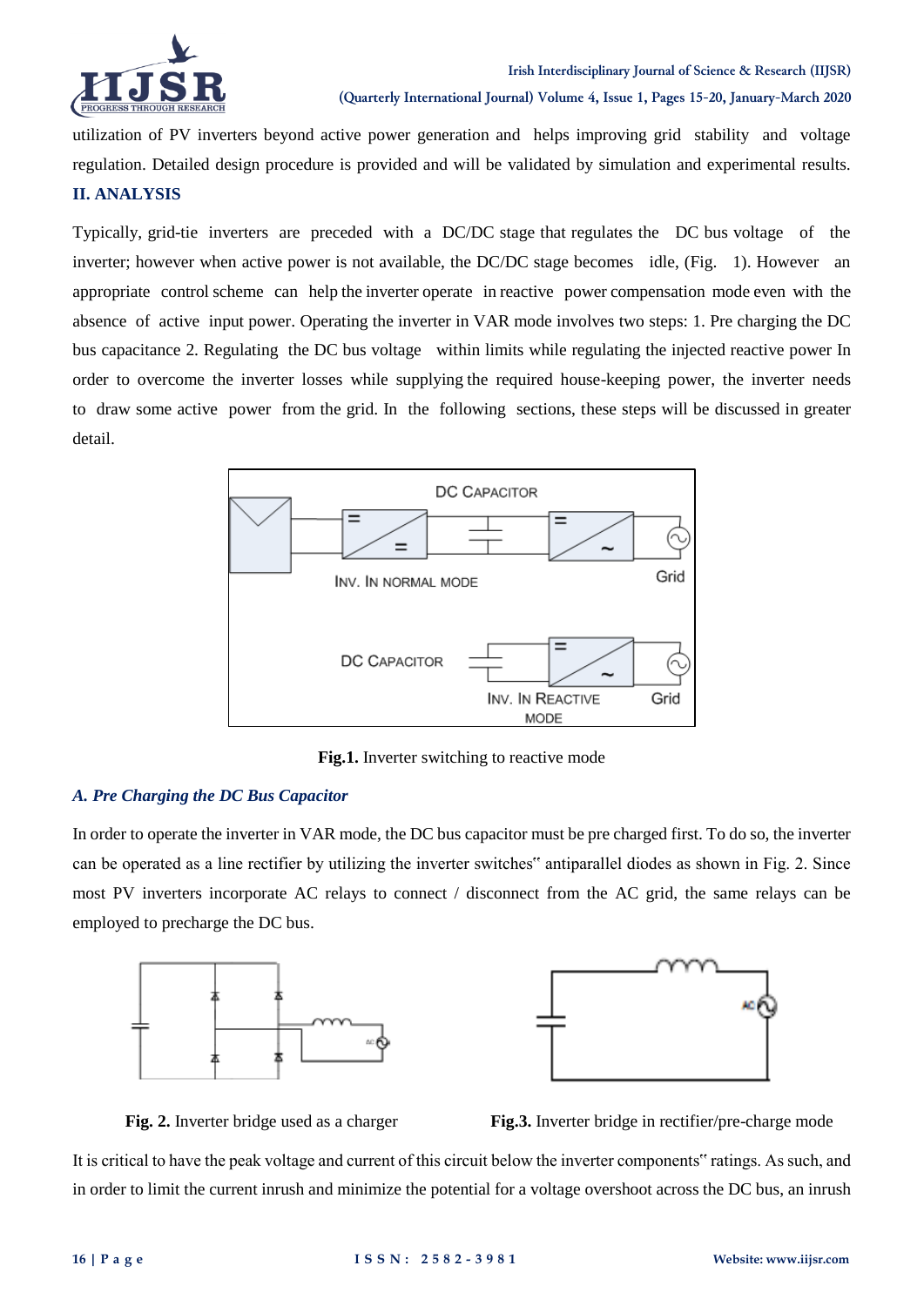utilization of PV inverters beyond active power generation and helps improving grid stability and voltage regulation. Detailed design procedure is provided and will be validated by simulation and experimental results.

## II. ANALYSIS

Typically, grid-tie inverters are preceded with a DC/DC stage that regulates the DC bus voltage of the inverter; however when active power is not available, the DC/DC stage becomes idle, (Fig. 1). However an appropriate control scheme can help the inverter operate in reactive power compensation mode even with the absence of active input power. Operating the inverter in VAR mode involves two steps: 1. Pre charging the DC bus capacitance 2. Regulating the DC bus voltage within limits while regulating the injected reactive power In order to overcome the inverter losses while supplying the required house-keeping power, the inverter needs to draw some active power from the grid. In the following sections, these steps will be discussed in greater detail.

**Fig.1.** Inverter switching to reactive mode

### *A. Pre Charging the DC Bus Capacitor*

In order to operate the inverter in VAR mode, the DC bus capacitor must be pre charged first. To do so, the inverter can be operated as a line rectifier by utilizing the inverter switches‟ antiparallel diodes as shown in Fig. 2. Since most PV inverters incorporate AC relays to connect / disconnect from the AC grid, the same relays can be employed to precharge the DC bus.

**Fig. 2.** Inverter bridge used as a charger

**Fig.3.** Inverter bridge in rectifier/pre-charge mode

It is critical to have the peak voltage and current of this circuit below the inverter components‟ ratings. As such, and in order to limit the current inrush and minimize the potential for a voltage overshoot across the DC bus, an inrush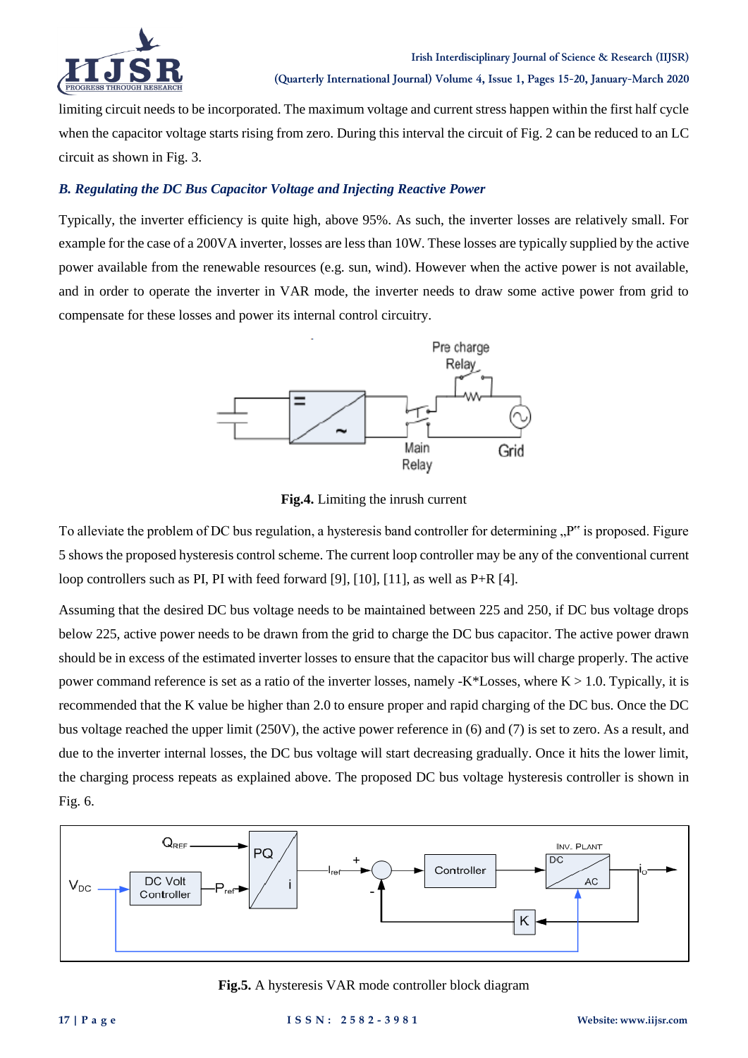limiting circuit needs to be incorporated. The maximum voltage and current stress happen within the first half cycle when the capacitor voltage starts rising from zero. During this interval the circuit of Fig. 2 can be reduced to an LC circuit as shown in Fig. 3.

### *B. Regulating the DC Bus Capacitor Voltage and Injecting Reactive Power*

Typically, the inverter efficiency is quite high, above 95%. As such, the inverter losses are relatively small. For example for the case of a 200VA inverter, losses are less than 10W. These losses are typically supplied by the active power available from the renewable resources (e.g. sun, wind). However when the active power is not available, and in order to operate the inverter in VAR mode, the inverter needs to draw some active power from grid to compensate for these losses and power its internal control circuitry.

**Fig.4.** Limiting the inrush current

To alleviate the problem of DC bus regulation, a hysteresis band controller for determining „P" is proposed. Figure 5 shows the proposed hysteresis control scheme. The current loop controller may be any of the conventional current loop controllers such as PI, PI with feed forward [9], [10], [11], as well as P+R [4].

Assuming that the desired DC bus voltage needs to be maintained between 225 and 250, if DC bus voltage drops below 225, active power needs to be drawn from the grid to charge the DC bus capacitor. The active power drawn should be in excess of the estimated inverter losses to ensure that the capacitor bus will charge properly. The active power command reference is set as a ratio of the inverter losses, namely -K*Losses, where K > 1.0. Typically, it is recommended that the K value be higher than 2.0 to ensure proper and rapid charging of the DC bus. Once the DC bus voltage reached the upper limit (250V), the active power reference in (6) and (7) is set to zero. As a result, and due to the inverter internal losses, the DC bus voltage will start decreasing gradually. Once it hits the lower limit, the charging process repeats as explained above. The proposed DC bus voltage hysteresis controller is shown in Fig. 6.

**Fig.5.** A hysteresis VAR mode controller block diagram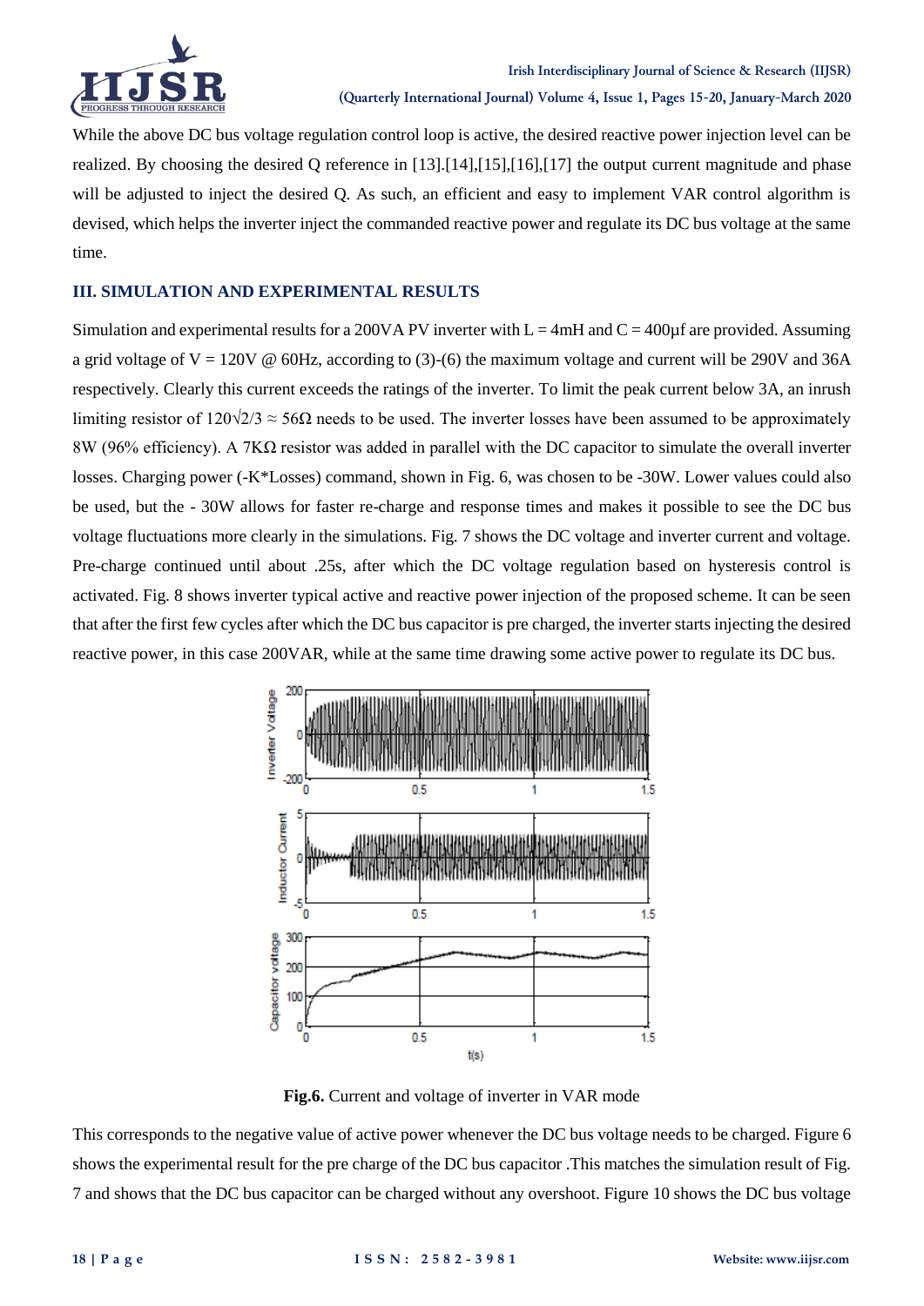While the above DC bus voltage regulation control loop is active, the desired reactive power injection level can be realized. By choosing the desired Q reference in [13].[14],[15],[16],[17] the output current magnitude and phase will be adjusted to inject the desired Q. As such, an efficient and easy to implement VAR control algorithm is devised, which helps the inverter inject the commanded reactive power and regulate its DC bus voltage at the same time.

## III. SIMULATION AND EXPERIMENTAL RESULTS

Simulation and experimental results for a 200VA PV inverter with L = 4mH and C = 400µf are provided. Assuming a grid voltage of V = 120V @ 60Hz, according to (3)-(6) the maximum voltage and current will be 290V and 36A respectively. Clearly this current exceeds the ratings of the inverter. To limit the peak current below 3A, an inrush limiting resistor of $120\sqrt{2}/3 \approx 56\Omega$ needs to be used. The inverter losses have been assumed to be approximately 8W (96% efficiency). A 7KΩ resistor was added in parallel with the DC capacitor to simulate the overall inverter losses. Charging power (-K*Losses) command, shown in Fig. 6, was chosen to be -30W. Lower values could also be used, but the - 30W allows for faster re-charge and response times and makes it possible to see the DC bus voltage fluctuations more clearly in the simulations. Fig. 7 shows the DC voltage and inverter current and voltage. Pre-charge continued until about .25s, after which the DC voltage regulation based on hysteresis control is activated. Fig. 8 shows inverter typical active and reactive power injection of the proposed scheme. It can be seen that after the first few cycles after which the DC bus capacitor is pre charged, the inverter starts injecting the desired reactive power, in this case 200VAR, while at the same time drawing some active power to regulate its DC bus.

**Fig.6.** Current and voltage of inverter in VAR mode

This corresponds to the negative value of active power whenever the DC bus voltage needs to be charged. Figure 6 shows the experimental result for the pre charge of the DC bus capacitor .This matches the simulation result of Fig. 7 and shows that the DC bus capacitor can be charged without any overshoot. Figure 10 shows the DC bus voltage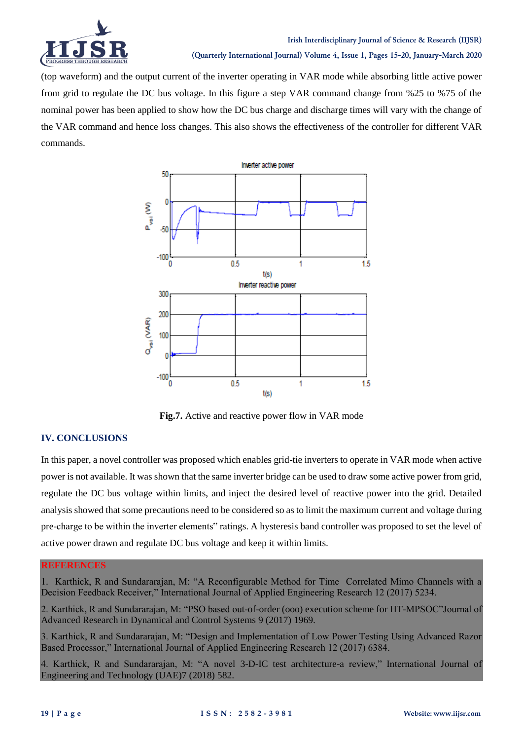(top waveform) and the output current of the inverter operating in VAR mode while absorbing little active power from grid to regulate the DC bus voltage. In this figure a step VAR command change from %25 to %75 of the nominal power has been applied to show how the DC bus charge and discharge times will vary with the change of the VAR command and hence loss changes. This also shows the effectiveness of the controller for different VAR commands.

**Fig.7.** Active and reactive power flow in VAR mode

## IV. CONCLUSIONS

In this paper, a novel controller was proposed which enables grid-tie inverters to operate in VAR mode when active power is not available. It was shown that the same inverter bridge can be used to draw some active power from grid, regulate the DC bus voltage within limits, and inject the desired level of reactive power into the grid. Detailed analysis showed that some precautions need to be considered so as to limit the maximum current and voltage during pre-charge to be within the inverter elements" ratings. A hysteresis band controller was proposed to set the level of active power drawn and regulate DC bus voltage and keep it within limits.

## REFERENCES

1. Karthick, R and Sundararajan, M: "A Reconfigurable Method for Time Correlated Mimo Channels with a Decision Feedback Receiver," International Journal of Applied Engineering Research 12 (2017) 5234.

2. Karthick, R and Sundararajan, M: "PSO based out-of-order (ooo) execution scheme for HT-MPSOC"Journal of Advanced Research in Dynamical and Control Systems 9 (2017) 1969.

3. Karthick, R and Sundararajan, M: "Design and Implementation of Low Power Testing Using Advanced Razor Based Processor," International Journal of Applied Engineering Research 12 (2017) 6384.

4. Karthick, R and Sundararajan, M: "A novel 3-D-IC test architecture-a review," International Journal of Engineering and Technology (UAE)7 (2018) 582.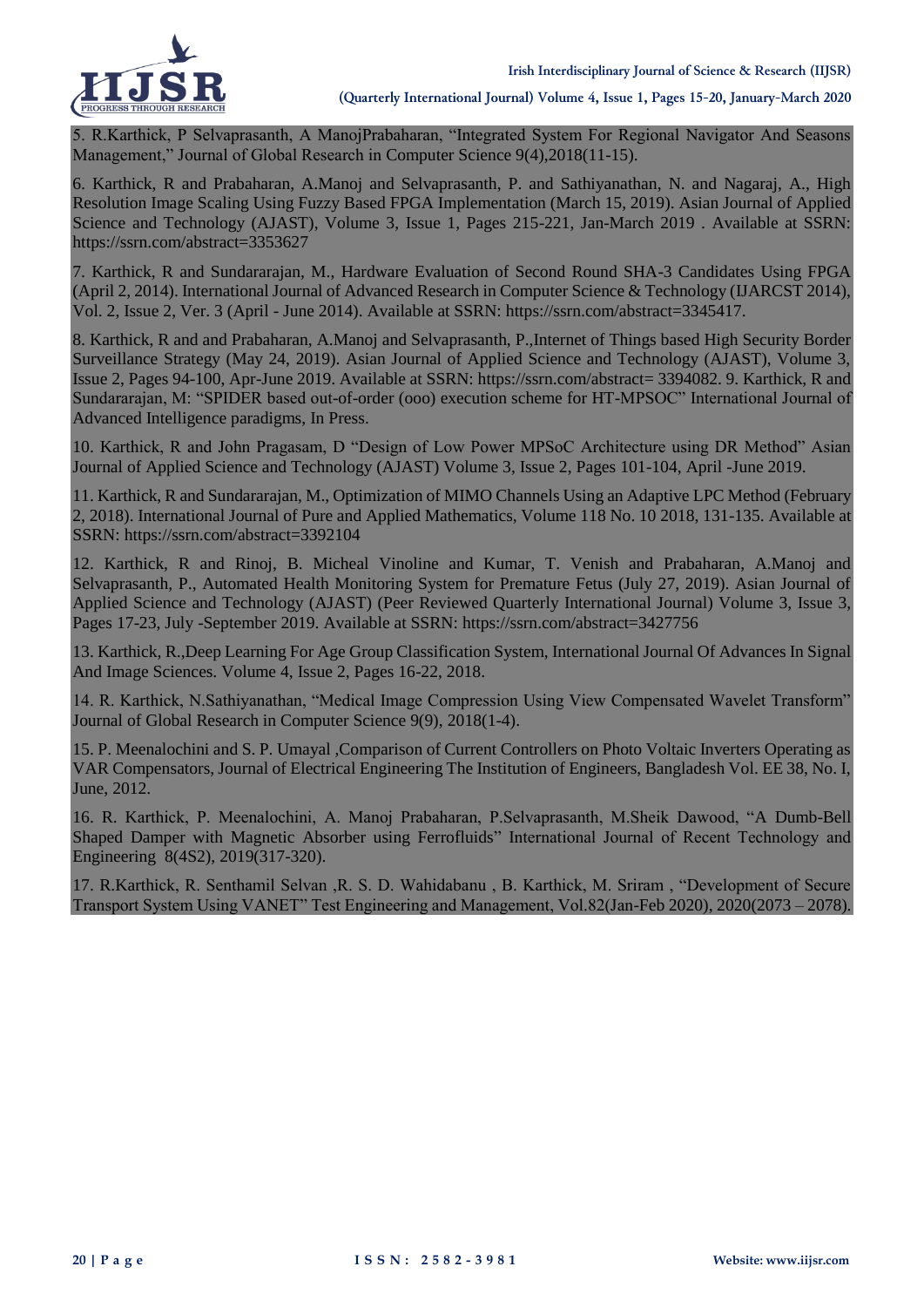5. R.Karthick, P Selvaprasanth, A ManojPrabaharan, “Integrated System For Regional Navigator And Seasons Management,” Journal of Global Research in Computer Science 9(4),2018(11-15).

6. Karthick, R and Prabaharan, A.Manoj and Selvaprasanth, P. and Sathiyanathan, N. and Nagaraj, A., High Resolution Image Scaling Using Fuzzy Based FPGA Implementation (March 15, 2019). Asian Journal of Applied Science and Technology (AJAST), Volume 3, Issue 1, Pages 215-221, Jan-March 2019 . Available at SSRN: https://ssrn.com/abstract=3353627

7. Karthick, R and Sundararajan, M., Hardware Evaluation of Second Round SHA-3 Candidates Using FPGA (April 2, 2014). International Journal of Advanced Research in Computer Science & Technology (IJARCST 2014), Vol. 2, Issue 2, Ver. 3 (April - June 2014). Available at SSRN: https://ssrn.com/abstract=3345417.

8. Karthick, R and and Prabaharan, A.Manoj and Selvaprasanth, P.,Internet of Things based High Security Border Surveillance Strategy (May 24, 2019). Asian Journal of Applied Science and Technology (AJAST), Volume 3, Issue 2, Pages 94-100, Apr-June 2019. Available at SSRN: https://ssrn.com/abstract= 3394082. 9. Karthick, R and Sundararajan, M: “SPIDER based out-of-order (ooo) execution scheme for HT-MPSOC” International Journal of Advanced Intelligence paradigms, In Press.

10. Karthick, R and John Pragasam, D “Design of Low Power MPSoC Architecture using DR Method” Asian Journal of Applied Science and Technology (AJAST) Volume 3, Issue 2, Pages 101-104, April -June 2019.

11. Karthick, R and Sundararajan, M., Optimization of MIMO Channels Using an Adaptive LPC Method (February 2, 2018). International Journal of Pure and Applied Mathematics, Volume 118 No. 10 2018, 131-135. Available at SSRN: https://ssrn.com/abstract=3392104

12. Karthick, R and Rinoj, B. Micheal Vinoline and Kumar, T. Venish and Prabaharan, A.Manoj and Selvaprasanth, P., Automated Health Monitoring System for Premature Fetus (July 27, 2019). Asian Journal of Applied Science and Technology (AJAST) (Peer Reviewed Quarterly International Journal) Volume 3, Issue 3, Pages 17-23, July -September 2019. Available at SSRN: https://ssrn.com/abstract=3427756

13. Karthick, R.,Deep Learning For Age Group Classification System, International Journal Of Advances In Signal And Image Sciences. Volume 4, Issue 2, Pages 16-22, 2018.

14. R. Karthick, N.Sathiyanathan, “Medical Image Compression Using View Compensated Wavelet Transform” Journal of Global Research in Computer Science 9(9), 2018(1-4).

15. P. Meenalochini and S. P. Umayal ,Comparison of Current Controllers on Photo Voltaic Inverters Operating as VAR Compensators, Journal of Electrical Engineering The Institution of Engineers, Bangladesh Vol. EE 38, No. I, June, 2012.

16. R. Karthick, P. Meenalochini, A. Manoj Prabaharan, P.Selvaprasanth, M.Sheik Dawood, “A Dumb-Bell Shaped Damper with Magnetic Absorber using Ferrofluids” International Journal of Recent Technology and Engineering 8(4S2), 2019(317-320).

17. R.Karthick, R. Senthamil Selvan ,R. S. D. Wahidabanu , B. Karthick, M. Sriram , “Development of Secure Transport System Using VANET” Test Engineering and Management, Vol.82(Jan-Feb 2020), 2020(2073 – 2078).